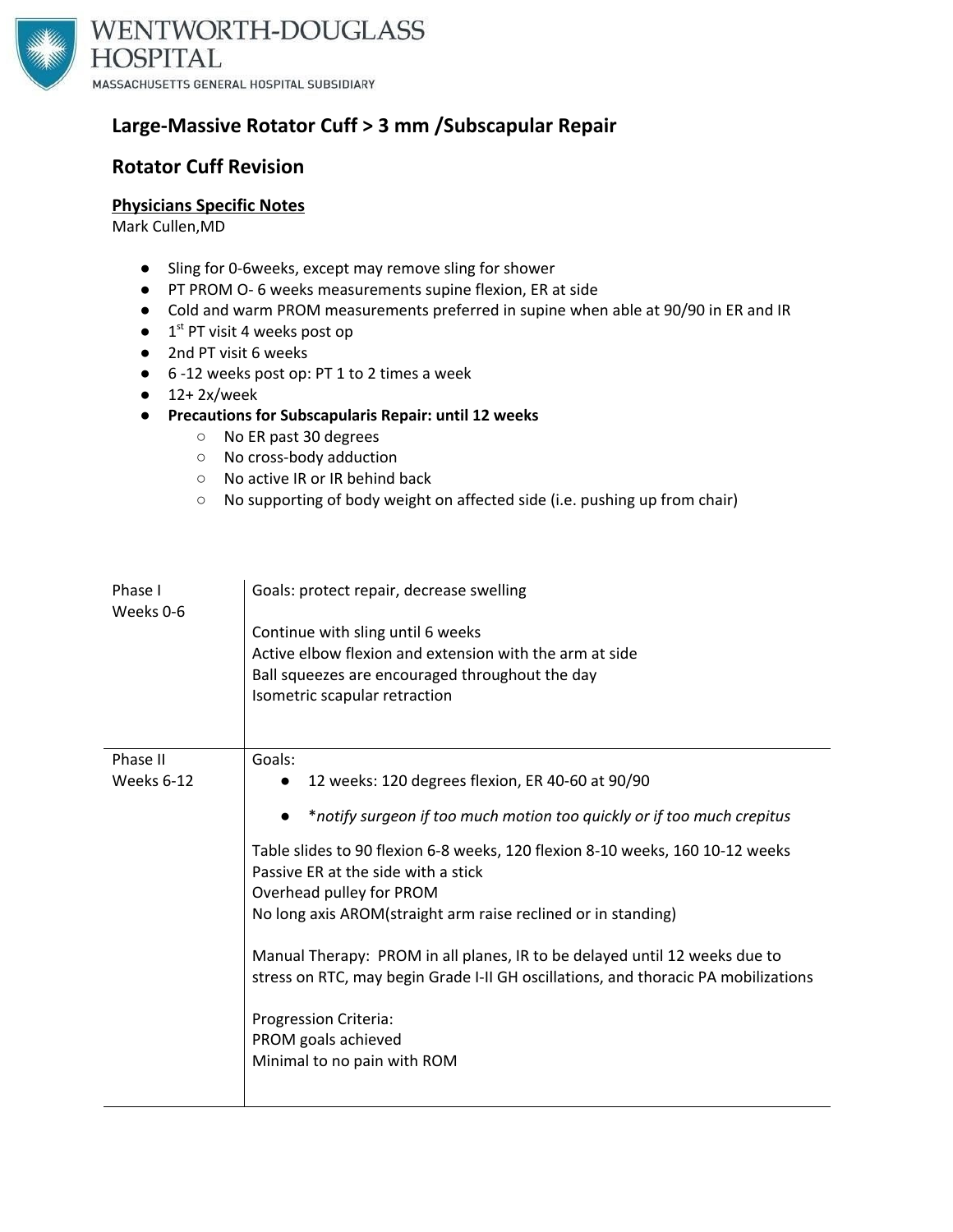WENTWORTH-DOUGLASS HOSPITAL
MASSACHUSETTS GENERAL HOSPITAL SUBSIDIARY

# Large-Massive Rotator Cuff > 3 mm /Subscapular Repair

# Rotator Cuff Revision

**Physicians Specific Notes**
Mark Cullen,MD

- Sling for 0-6weeks, except may remove sling for shower
- PT PROM O- 6 weeks measurements supine flexion, ER at side
- Cold and warm PROM measurements preferred in supine when able at 90/90 in ER and IR
- 1st PT visit 4 weeks post op
- 2nd PT visit 6 weeks
- 6 -12 weeks post op: PT 1 to 2 times a week
- 12+ 2x/week
- **Precautions for Subscapularis Repair: until 12 weeks**
  - No ER past 30 degrees
  - No cross-body adduction
  - No active IR or IR behind back
  - No supporting of body weight on affected side (i.e. pushing up from chair)

| Phase | Details |
|---|---|
| Phase I<br>Weeks 0-6 | Goals: protect repair, decrease swelling<br><br>Continue with sling until 6 weeks<br>Active elbow flexion and extension with the arm at side<br>Ball squeezes are encouraged throughout the day<br>Isometric scapular retraction |
| Phase II<br>Weeks 6-12 | Goals:<br>• 12 weeks: 120 degrees flexion, ER 40-60 at 90/90<br>• **notify surgeon if too much motion too quickly or if too much crepitus*<br><br>Table slides to 90 flexion 6-8 weeks, 120 flexion 8-10 weeks, 160 10-12 weeks<br>Passive ER at the side with a stick<br>Overhead pulley for PROM<br>No long axis AROM(straight arm raise reclined or in standing)<br><br>Manual Therapy: PROM in all planes, IR to be delayed until 12 weeks due to stress on RTC, may begin Grade I-II GH oscillations, and thoracic PA mobilizations<br><br>Progression Criteria:<br>PROM goals achieved<br>Minimal to no pain with ROM |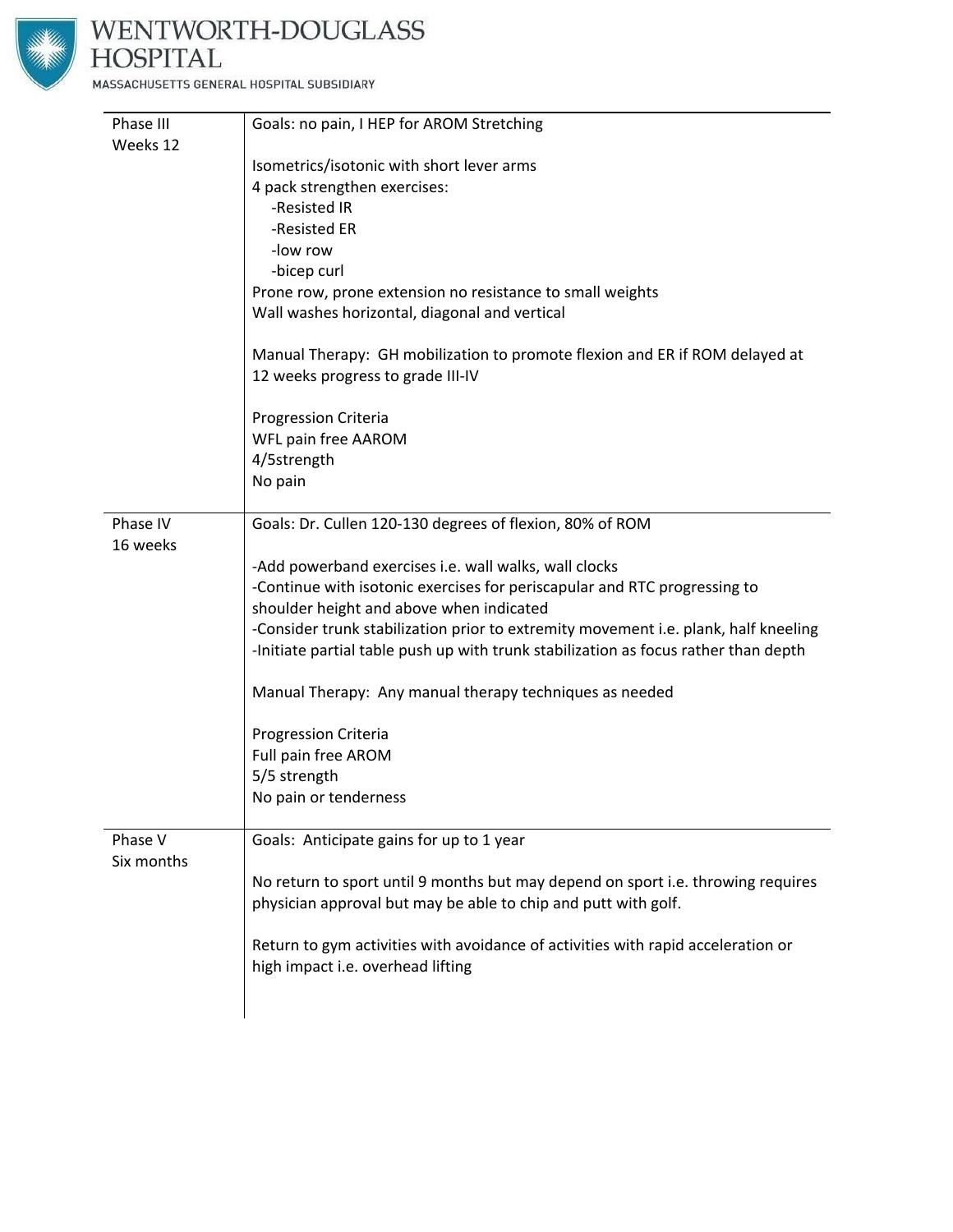| Phase | Details |
|---|---|
| Phase III<br>Weeks 12 | Goals: no pain, I HEP for AROM Stretching<br><br>Isometrics/isotonic with short lever arms<br>4 pack strengthen exercises:<br>-Resisted IR<br>-Resisted ER<br>-low row<br>-bicep curl<br>Prone row, prone extension no resistance to small weights<br>Wall washes horizontal, diagonal and vertical<br><br>Manual Therapy: GH mobilization to promote flexion and ER if ROM delayed at 12 weeks progress to grade III-IV<br><br>Progression Criteria<br>WFL pain free AAROM<br>4/5strength<br>No pain |
| Phase IV<br>16 weeks | Goals: Dr. Cullen 120-130 degrees of flexion, 80% of ROM<br><br>-Add powerband exercises i.e. wall walks, wall clocks<br>-Continue with isotonic exercises for periscapular and RTC progressing to shoulder height and above when indicated<br>-Consider trunk stabilization prior to extremity movement i.e. plank, half kneeling<br>-Initiate partial table push up with trunk stabilization as focus rather than depth<br><br>Manual Therapy: Any manual therapy techniques as needed<br><br>Progression Criteria<br>Full pain free AROM<br>5/5 strength<br>No pain or tenderness |
| Phase V<br>Six months | Goals: Anticipate gains for up to 1 year<br><br>No return to sport until 9 months but may depend on sport i.e. throwing requires physician approval but may be able to chip and putt with golf.<br><br>Return to gym activities with avoidance of activities with rapid acceleration or high impact i.e. overhead lifting |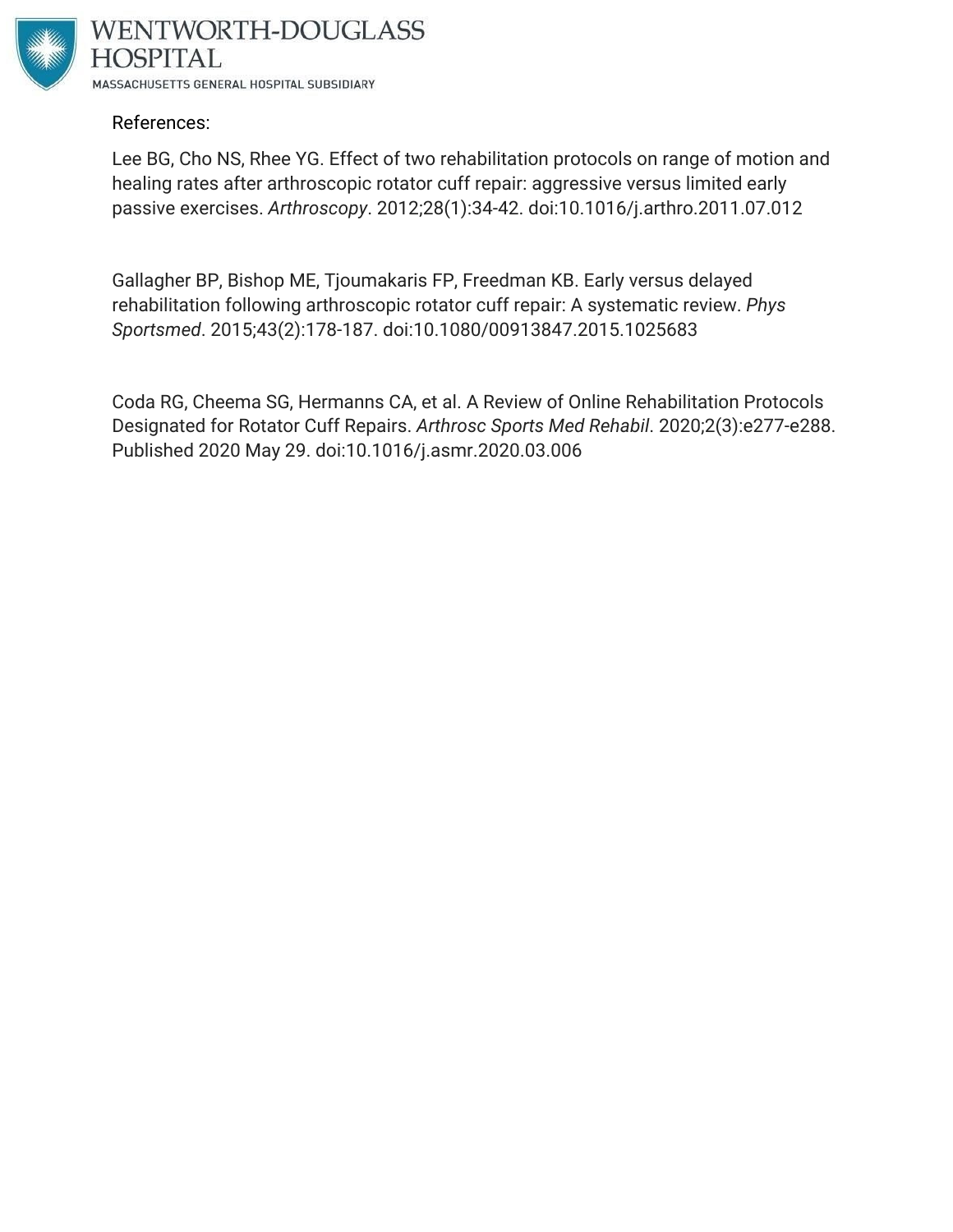References:

Lee BG, Cho NS, Rhee YG. Effect of two rehabilitation protocols on range of motion and healing rates after arthroscopic rotator cuff repair: aggressive versus limited early passive exercises. *Arthroscopy*. 2012;28(1):34-42. doi:10.1016/j.arthro.2011.07.012

Gallagher BP, Bishop ME, Tjoumakaris FP, Freedman KB. Early versus delayed rehabilitation following arthroscopic rotator cuff repair: A systematic review. *Phys Sportsmed*. 2015;43(2):178-187. doi:10.1080/00913847.2015.1025683

Coda RG, Cheema SG, Hermanns CA, et al. A Review of Online Rehabilitation Protocols Designated for Rotator Cuff Repairs. *Arthrosc Sports Med Rehabil*. 2020;2(3):e277-e288. Published 2020 May 29. doi:10.1016/j.asmr.2020.03.006